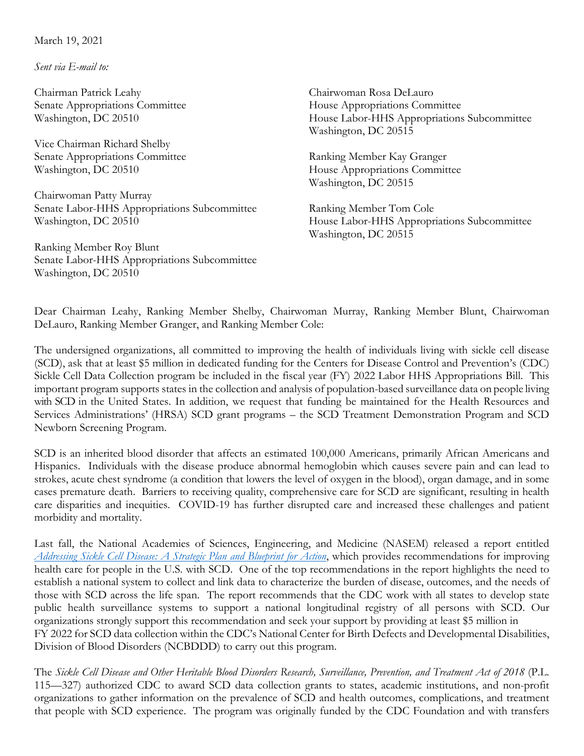March 19, 2021

*Sent via E-mail to:*

Chairman Patrick Leahy
Senate Appropriations Committee
Washington, DC 20510

Vice Chairman Richard Shelby
Senate Appropriations Committee
Washington, DC 20510

Chairwoman Patty Murray
Senate Labor-HHS Appropriations Subcommittee
Washington, DC 20510

Ranking Member Roy Blunt
Senate Labor-HHS Appropriations Subcommittee
Washington, DC 20510

Chairwoman Rosa DeLauro
House Appropriations Committee
House Labor-HHS Appropriations Subcommittee
Washington, DC 20515

Ranking Member Kay Granger
House Appropriations Committee
Washington, DC 20515

Ranking Member Tom Cole
House Labor-HHS Appropriations Subcommittee
Washington, DC 20515

Dear Chairman Leahy, Ranking Member Shelby, Chairwoman Murray, Ranking Member Blunt, Chairwoman DeLauro, Ranking Member Granger, and Ranking Member Cole:

The undersigned organizations, all committed to improving the health of individuals living with sickle cell disease (SCD), ask that at least $5 million in dedicated funding for the Centers for Disease Control and Prevention's (CDC) Sickle Cell Data Collection program be included in the fiscal year (FY) 2022 Labor HHS Appropriations Bill. This important program supports states in the collection and analysis of population-based surveillance data on people living with SCD in the United States. In addition, we request that funding be maintained for the Health Resources and Services Administrations' (HRSA) SCD grant programs – the SCD Treatment Demonstration Program and SCD Newborn Screening Program.

SCD is an inherited blood disorder that affects an estimated 100,000 Americans, primarily African Americans and Hispanics. Individuals with the disease produce abnormal hemoglobin which causes severe pain and can lead to strokes, acute chest syndrome (a condition that lowers the level of oxygen in the blood), organ damage, and in some cases premature death. Barriers to receiving quality, comprehensive care for SCD are significant, resulting in health care disparities and inequities. COVID-19 has further disrupted care and increased these challenges and patient morbidity and mortality.

Last fall, the National Academies of Sciences, Engineering, and Medicine (NASEM) released a report entitled *Addressing Sickle Cell Disease: A Strategic Plan and Blueprint for Action*, which provides recommendations for improving health care for people in the U.S. with SCD. One of the top recommendations in the report highlights the need to establish a national system to collect and link data to characterize the burden of disease, outcomes, and the needs of those with SCD across the life span. The report recommends that the CDC work with all states to develop state public health surveillance systems to support a national longitudinal registry of all persons with SCD. Our organizations strongly support this recommendation and seek your support by providing at least $5 million in FY 2022 for SCD data collection within the CDC's National Center for Birth Defects and Developmental Disabilities, Division of Blood Disorders (NCBDDD) to carry out this program.

The *Sickle Cell Disease and Other Heritable Blood Disorders Research, Surveillance, Prevention, and Treatment Act of 2018* (P.L. 115—327) authorized CDC to award SCD data collection grants to states, academic institutions, and non-profit organizations to gather information on the prevalence of SCD and health outcomes, complications, and treatment that people with SCD experience. The program was originally funded by the CDC Foundation and with transfers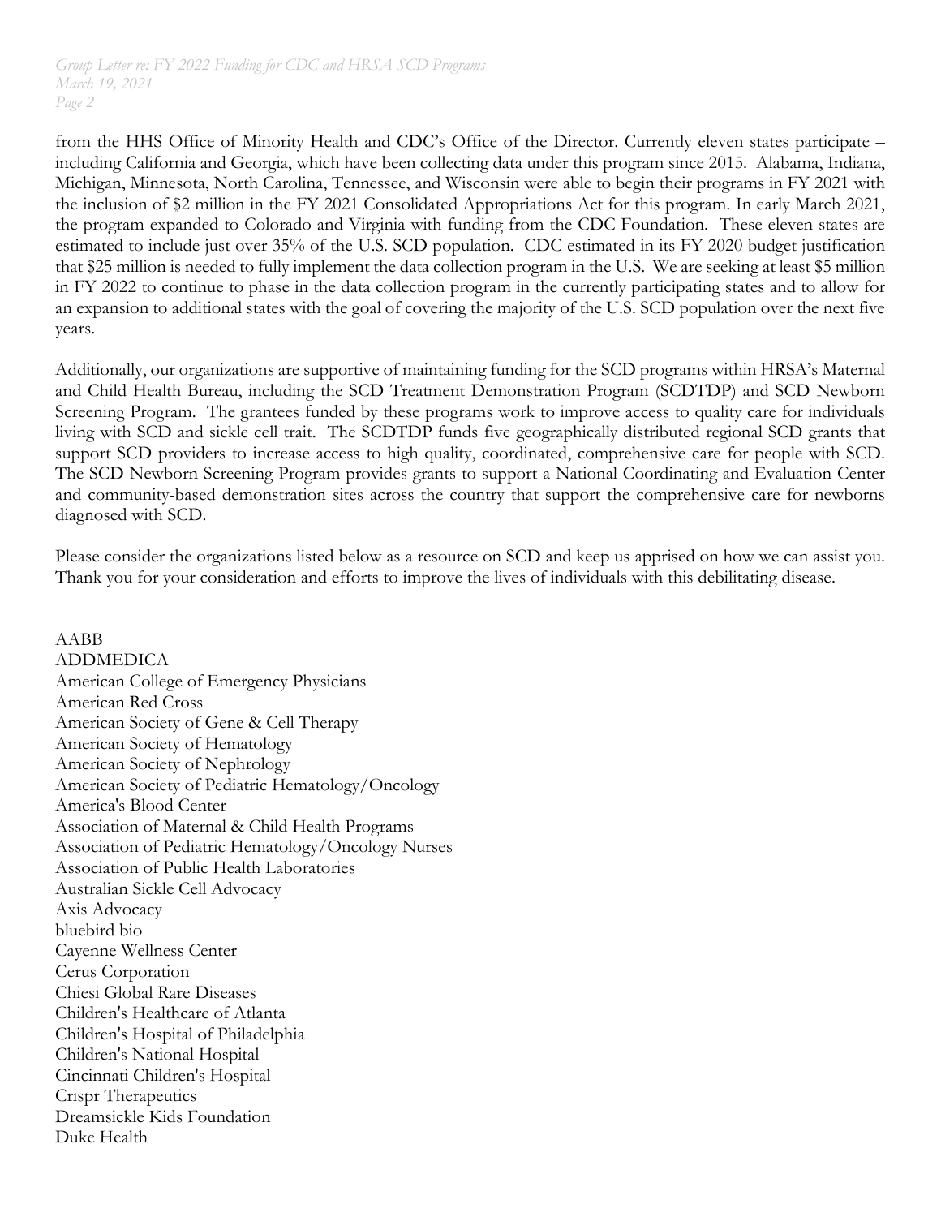from the HHS Office of Minority Health and CDC's Office of the Director. Currently eleven states participate – including California and Georgia, which have been collecting data under this program since 2015. Alabama, Indiana, Michigan, Minnesota, North Carolina, Tennessee, and Wisconsin were able to begin their programs in FY 2021 with the inclusion of $2 million in the FY 2021 Consolidated Appropriations Act for this program. In early March 2021, the program expanded to Colorado and Virginia with funding from the CDC Foundation. These eleven states are estimated to include just over 35% of the U.S. SCD population. CDC estimated in its FY 2020 budget justification that $25 million is needed to fully implement the data collection program in the U.S. We are seeking at least $5 million in FY 2022 to continue to phase in the data collection program in the currently participating states and to allow for an expansion to additional states with the goal of covering the majority of the U.S. SCD population over the next five years.

Additionally, our organizations are supportive of maintaining funding for the SCD programs within HRSA's Maternal and Child Health Bureau, including the SCD Treatment Demonstration Program (SCDTDP) and SCD Newborn Screening Program. The grantees funded by these programs work to improve access to quality care for individuals living with SCD and sickle cell trait. The SCDTDP funds five geographically distributed regional SCD grants that support SCD providers to increase access to high quality, coordinated, comprehensive care for people with SCD. The SCD Newborn Screening Program provides grants to support a National Coordinating and Evaluation Center and community-based demonstration sites across the country that support the comprehensive care for newborns diagnosed with SCD.

Please consider the organizations listed below as a resource on SCD and keep us apprised on how we can assist you. Thank you for your consideration and efforts to improve the lives of individuals with this debilitating disease.

AABB
ADDMEDICA
American College of Emergency Physicians
American Red Cross
American Society of Gene & Cell Therapy
American Society of Hematology
American Society of Nephrology
American Society of Pediatric Hematology/Oncology
America's Blood Center
Association of Maternal & Child Health Programs
Association of Pediatric Hematology/Oncology Nurses
Association of Public Health Laboratories
Australian Sickle Cell Advocacy
Axis Advocacy
bluebird bio
Cayenne Wellness Center
Cerus Corporation
Chiesi Global Rare Diseases
Children's Healthcare of Atlanta
Children's Hospital of Philadelphia
Children's National Hospital
Cincinnati Children's Hospital
Crispr Therapeutics
Dreamsickle Kids Foundation
Duke Health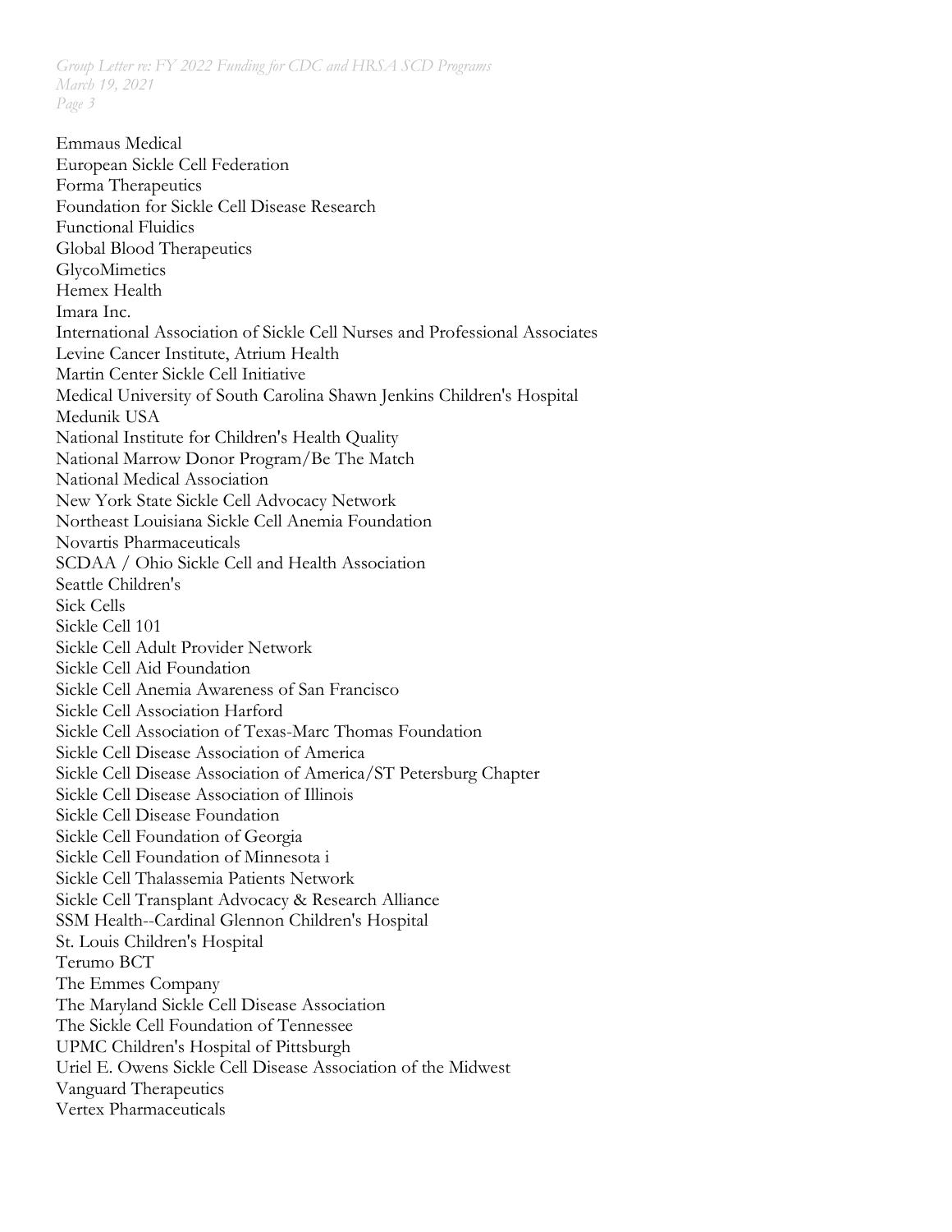Emmaus Medical
European Sickle Cell Federation
Forma Therapeutics
Foundation for Sickle Cell Disease Research
Functional Fluidics
Global Blood Therapeutics
GlycoMimetics
Hemex Health
Imara Inc.
International Association of Sickle Cell Nurses and Professional Associates
Levine Cancer Institute, Atrium Health
Martin Center Sickle Cell Initiative
Medical University of South Carolina Shawn Jenkins Children's Hospital
Medunik USA
National Institute for Children's Health Quality
National Marrow Donor Program/Be The Match
National Medical Association
New York State Sickle Cell Advocacy Network
Northeast Louisiana Sickle Cell Anemia Foundation
Novartis Pharmaceuticals
SCDAA / Ohio Sickle Cell and Health Association
Seattle Children's
Sick Cells
Sickle Cell 101
Sickle Cell Adult Provider Network
Sickle Cell Aid Foundation
Sickle Cell Anemia Awareness of San Francisco
Sickle Cell Association Harford
Sickle Cell Association of Texas-Marc Thomas Foundation
Sickle Cell Disease Association of America
Sickle Cell Disease Association of America/ST Petersburg Chapter
Sickle Cell Disease Association of Illinois
Sickle Cell Disease Foundation
Sickle Cell Foundation of Georgia
Sickle Cell Foundation of Minnesota i
Sickle Cell Thalassemia Patients Network
Sickle Cell Transplant Advocacy & Research Alliance
SSM Health--Cardinal Glennon Children's Hospital
St. Louis Children's Hospital
Terumo BCT
The Emmes Company
The Maryland Sickle Cell Disease Association
The Sickle Cell Foundation of Tennessee
UPMC Children's Hospital of Pittsburgh
Uriel E. Owens Sickle Cell Disease Association of the Midwest
Vanguard Therapeutics
Vertex Pharmaceuticals